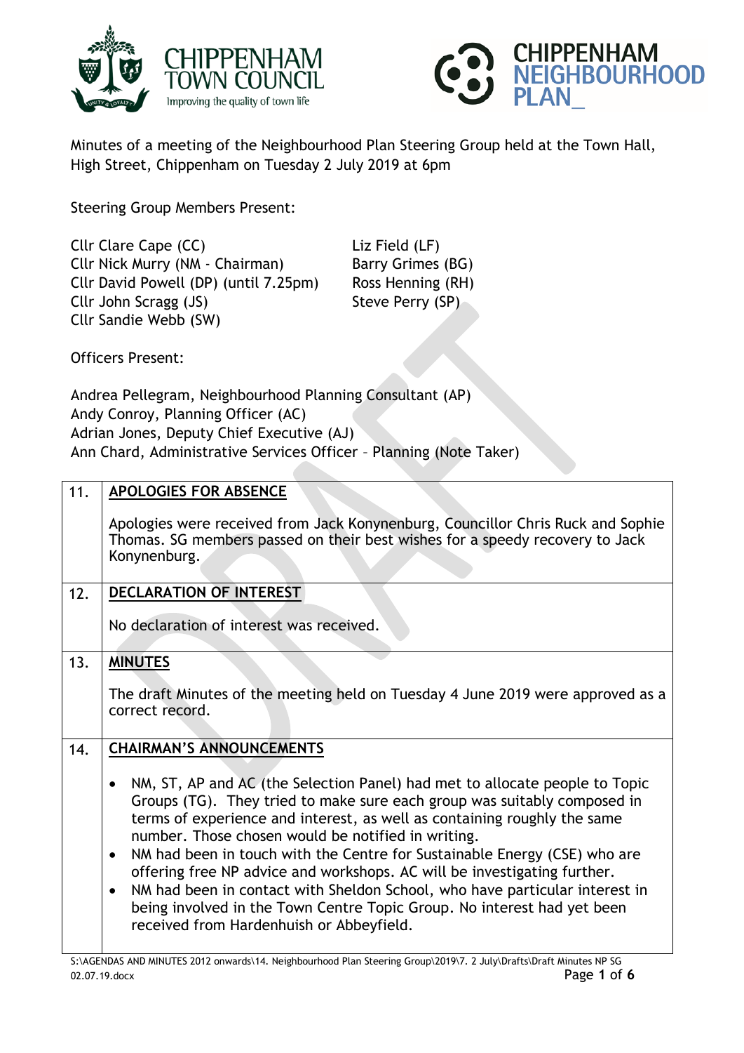Minutes of a meeting of the Neighbourhood Plan Steering Group held at the Town Hall, High Street, Chippenham on Tuesday 2 July 2019 at 6pm

Steering Group Members Present:

Cllr Clare Cape (CC)
Cllr Nick Murry (NM - Chairman)
Cllr David Powell (DP) (until 7.25pm)
Cllr John Scragg (JS)
Cllr Sandie Webb (SW)
Liz Field (LF)
Barry Grimes (BG)
Ross Henning (RH)
Steve Perry (SP)

Officers Present:

Andrea Pellegram, Neighbourhood Planning Consultant (AP)
Andy Conroy, Planning Officer (AC)
Adrian Jones, Deputy Chief Executive (AJ)
Ann Chard, Administrative Services Officer – Planning (Note Taker)

| | |
|---|---|
| 11. | **APOLOGIES FOR ABSENCE**<br><br>Apologies were received from Jack Konynenburg, Councillor Chris Ruck and Sophie Thomas. SG members passed on their best wishes for a speedy recovery to Jack Konynenburg. |
| 12. | **DECLARATION OF INTEREST**<br><br>No declaration of interest was received. |
| 13. | **MINUTES**<br><br>The draft Minutes of the meeting held on Tuesday 4 June 2019 were approved as a correct record. |
| 14. | **CHAIRMAN'S ANNOUNCEMENTS**<br><br>• NM, ST, AP and AC (the Selection Panel) had met to allocate people to Topic Groups (TG). They tried to make sure each group was suitably composed in terms of experience and interest, as well as containing roughly the same number. Those chosen would be notified in writing.<br>• NM had been in touch with the Centre for Sustainable Energy (CSE) who are offering free NP advice and workshops. AC will be investigating further.<br>• NM had been in contact with Sheldon School, who have particular interest in being involved in the Town Centre Topic Group. No interest had yet been received from Hardenhuish or Abbeyfield. |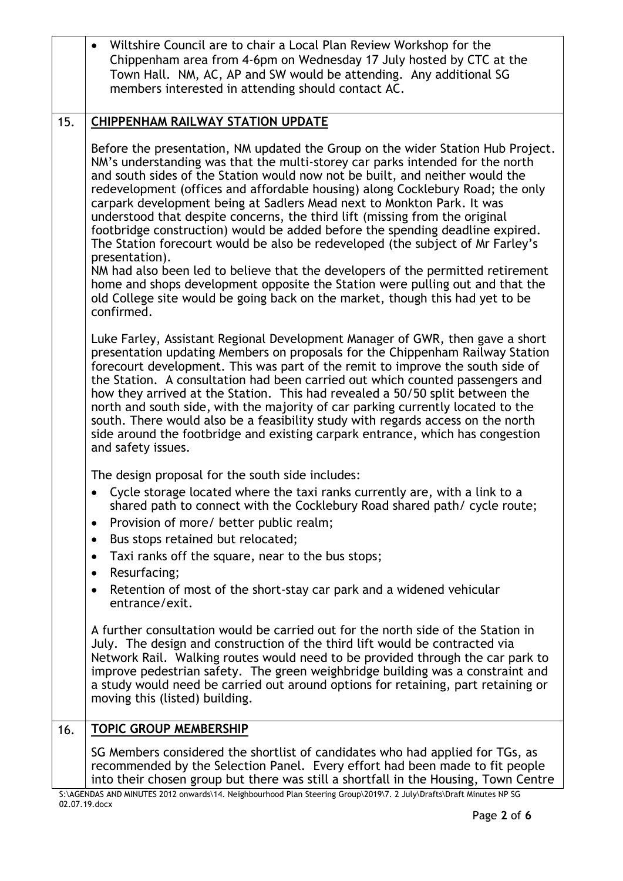- Wiltshire Council are to chair a Local Plan Review Workshop for the Chippenham area from 4-6pm on Wednesday 17 July hosted by CTC at the Town Hall. NM, AC, AP and SW would be attending. Any additional SG members interested in attending should contact AC.

## 15. CHIPPENHAM RAILWAY STATION UPDATE

Before the presentation, NM updated the Group on the wider Station Hub Project. NM's understanding was that the multi-storey car parks intended for the north and south sides of the Station would now not be built, and neither would the redevelopment (offices and affordable housing) along Cocklebury Road; the only carpark development being at Sadlers Mead next to Monkton Park. It was understood that despite concerns, the third lift (missing from the original footbridge construction) would be added before the spending deadline expired. The Station forecourt would be also be redeveloped (the subject of Mr Farley's presentation).

NM had also been led to believe that the developers of the permitted retirement home and shops development opposite the Station were pulling out and that the old College site would be going back on the market, though this had yet to be confirmed.

Luke Farley, Assistant Regional Development Manager of GWR, then gave a short presentation updating Members on proposals for the Chippenham Railway Station forecourt development. This was part of the remit to improve the south side of the Station. A consultation had been carried out which counted passengers and how they arrived at the Station. This had revealed a 50/50 split between the north and south side, with the majority of car parking currently located to the south. There would also be a feasibility study with regards access on the north side around the footbridge and existing carpark entrance, which has congestion and safety issues.

The design proposal for the south side includes:

- Cycle storage located where the taxi ranks currently are, with a link to a shared path to connect with the Cocklebury Road shared path/ cycle route;
- Provision of more/ better public realm;
- Bus stops retained but relocated;
- Taxi ranks off the square, near to the bus stops;
- Resurfacing;
- Retention of most of the short-stay car park and a widened vehicular entrance/exit.

A further consultation would be carried out for the north side of the Station in July. The design and construction of the third lift would be contracted via Network Rail. Walking routes would need to be provided through the car park to improve pedestrian safety. The green weighbridge building was a constraint and a study would need be carried out around options for retaining, part retaining or moving this (listed) building.

## 16. TOPIC GROUP MEMBERSHIP

SG Members considered the shortlist of candidates who had applied for TGs, as recommended by the Selection Panel. Every effort had been made to fit people into their chosen group but there was still a shortfall in the Housing, Town Centre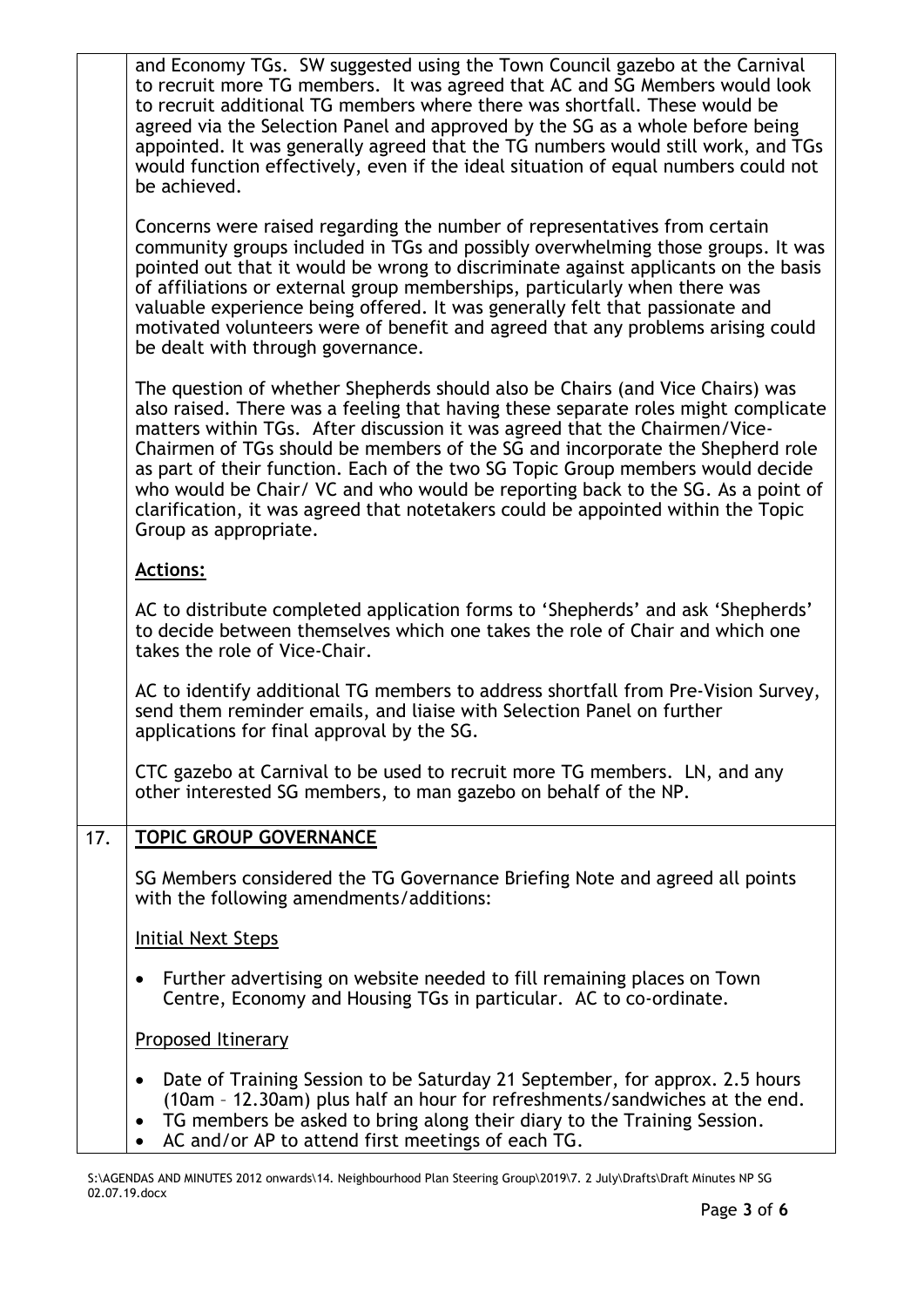and Economy TGs. SW suggested using the Town Council gazebo at the Carnival to recruit more TG members. It was agreed that AC and SG Members would look to recruit additional TG members where there was shortfall. These would be agreed via the Selection Panel and approved by the SG as a whole before being appointed. It was generally agreed that the TG numbers would still work, and TGs would function effectively, even if the ideal situation of equal numbers could not be achieved.

Concerns were raised regarding the number of representatives from certain community groups included in TGs and possibly overwhelming those groups. It was pointed out that it would be wrong to discriminate against applicants on the basis of affiliations or external group memberships, particularly when there was valuable experience being offered. It was generally felt that passionate and motivated volunteers were of benefit and agreed that any problems arising could be dealt with through governance.

The question of whether Shepherds should also be Chairs (and Vice Chairs) was also raised. There was a feeling that having these separate roles might complicate matters within TGs. After discussion it was agreed that the Chairmen/Vice-Chairmen of TGs should be members of the SG and incorporate the Shepherd role as part of their function. Each of the two SG Topic Group members would decide who would be Chair/ VC and who would be reporting back to the SG. As a point of clarification, it was agreed that notetakers could be appointed within the Topic Group as appropriate.

**Actions:**

AC to distribute completed application forms to 'Shepherds' and ask 'Shepherds' to decide between themselves which one takes the role of Chair and which one takes the role of Vice-Chair.

AC to identify additional TG members to address shortfall from Pre-Vision Survey, send them reminder emails, and liaise with Selection Panel on further applications for final approval by the SG.

CTC gazebo at Carnival to be used to recruit more TG members. LN, and any other interested SG members, to man gazebo on behalf of the NP.

## 17. TOPIC GROUP GOVERNANCE

SG Members considered the TG Governance Briefing Note and agreed all points with the following amendments/additions:

Initial Next Steps

- Further advertising on website needed to fill remaining places on Town Centre, Economy and Housing TGs in particular. AC to co-ordinate.

Proposed Itinerary

- Date of Training Session to be Saturday 21 September, for approx. 2.5 hours (10am – 12.30am) plus half an hour for refreshments/sandwiches at the end.
- TG members be asked to bring along their diary to the Training Session.
- AC and/or AP to attend first meetings of each TG.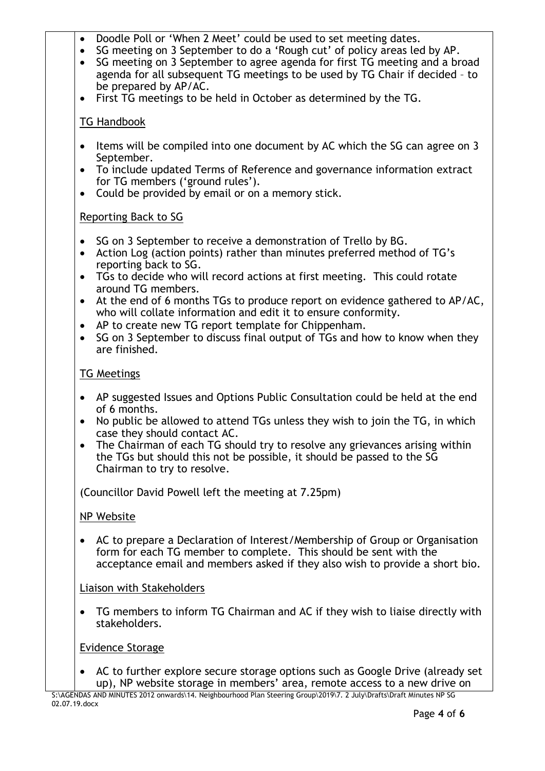- Doodle Poll or 'When 2 Meet' could be used to set meeting dates.
- SG meeting on 3 September to do a 'Rough cut' of policy areas led by AP.
- SG meeting on 3 September to agree agenda for first TG meeting and a broad agenda for all subsequent TG meetings to be used by TG Chair if decided – to be prepared by AP/AC.
- First TG meetings to be held in October as determined by the TG.

<u>TG Handbook</u>

- Items will be compiled into one document by AC which the SG can agree on 3 September.
- To include updated Terms of Reference and governance information extract for TG members ('ground rules').
- Could be provided by email or on a memory stick.

<u>Reporting Back to SG</u>

- SG on 3 September to receive a demonstration of Trello by BG.
- Action Log (action points) rather than minutes preferred method of TG's reporting back to SG.
- TGs to decide who will record actions at first meeting. This could rotate around TG members.
- At the end of 6 months TGs to produce report on evidence gathered to AP/AC, who will collate information and edit it to ensure conformity.
- AP to create new TG report template for Chippenham.
- SG on 3 September to discuss final output of TGs and how to know when they are finished.

<u>TG Meetings</u>

- AP suggested Issues and Options Public Consultation could be held at the end of 6 months.
- No public be allowed to attend TGs unless they wish to join the TG, in which case they should contact AC.
- The Chairman of each TG should try to resolve any grievances arising within the TGs but should this not be possible, it should be passed to the SG Chairman to try to resolve.

(Councillor David Powell left the meeting at 7.25pm)

<u>NP Website</u>

- AC to prepare a Declaration of Interest/Membership of Group or Organisation form for each TG member to complete. This should be sent with the acceptance email and members asked if they also wish to provide a short bio.

<u>Liaison with Stakeholders</u>

- TG members to inform TG Chairman and AC if they wish to liaise directly with stakeholders.

<u>Evidence Storage</u>

- AC to further explore secure storage options such as Google Drive (already set up), NP website storage in members' area, remote access to a new drive on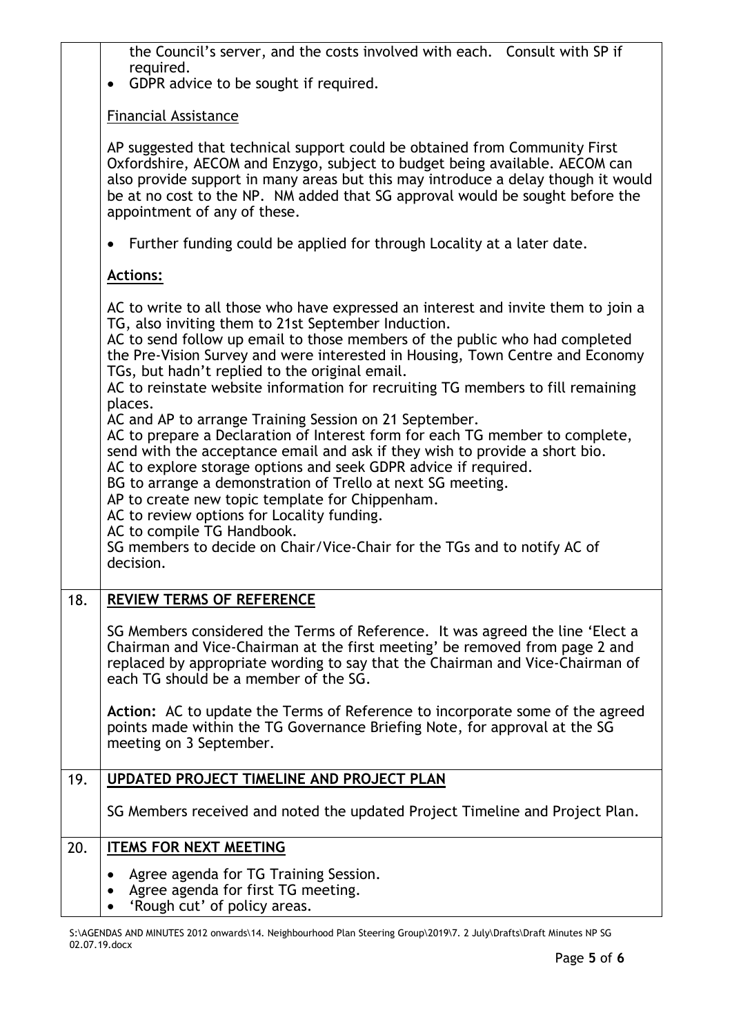|  |  |
|---|---|
|  | the Council's server, and the costs involved with each. Consult with SP if required.<br>• GDPR advice to be sought if required.<br><br>Financial Assistance<br><br>AP suggested that technical support could be obtained from Community First Oxfordshire, AECOM and Enzygo, subject to budget being available. AECOM can also provide support in many areas but this may introduce a delay though it would be at no cost to the NP. NM added that SG approval would be sought before the appointment of any of these.<br><br>• Further funding could be applied for through Locality at a later date.<br><br>**Actions:**<br><br>AC to write to all those who have expressed an interest and invite them to join a TG, also inviting them to 21st September Induction.<br>AC to send follow up email to those members of the public who had completed the Pre-Vision Survey and were interested in Housing, Town Centre and Economy TGs, but hadn't replied to the original email.<br>AC to reinstate website information for recruiting TG members to fill remaining places.<br>AC and AP to arrange Training Session on 21 September.<br>AC to prepare a Declaration of Interest form for each TG member to complete, send with the acceptance email and ask if they wish to provide a short bio.<br>AC to explore storage options and seek GDPR advice if required.<br>BG to arrange a demonstration of Trello at next SG meeting.<br>AP to create new topic template for Chippenham.<br>AC to review options for Locality funding.<br>AC to compile TG Handbook.<br>SG members to decide on Chair/Vice-Chair for the TGs and to notify AC of decision. |
| 18. | **REVIEW TERMS OF REFERENCE**<br><br>SG Members considered the Terms of Reference. It was agreed the line 'Elect a Chairman and Vice-Chairman at the first meeting' be removed from page 2 and replaced by appropriate wording to say that the Chairman and Vice-Chairman of each TG should be a member of the SG.<br><br>**Action:** AC to update the Terms of Reference to incorporate some of the agreed points made within the TG Governance Briefing Note, for approval at the SG meeting on 3 September. |
| 19. | **UPDATED PROJECT TIMELINE AND PROJECT PLAN**<br><br>SG Members received and noted the updated Project Timeline and Project Plan. |
| 20. | **ITEMS FOR NEXT MEETING**<br><br>• Agree agenda for TG Training Session.<br>• Agree agenda for first TG meeting.<br>• 'Rough cut' of policy areas. |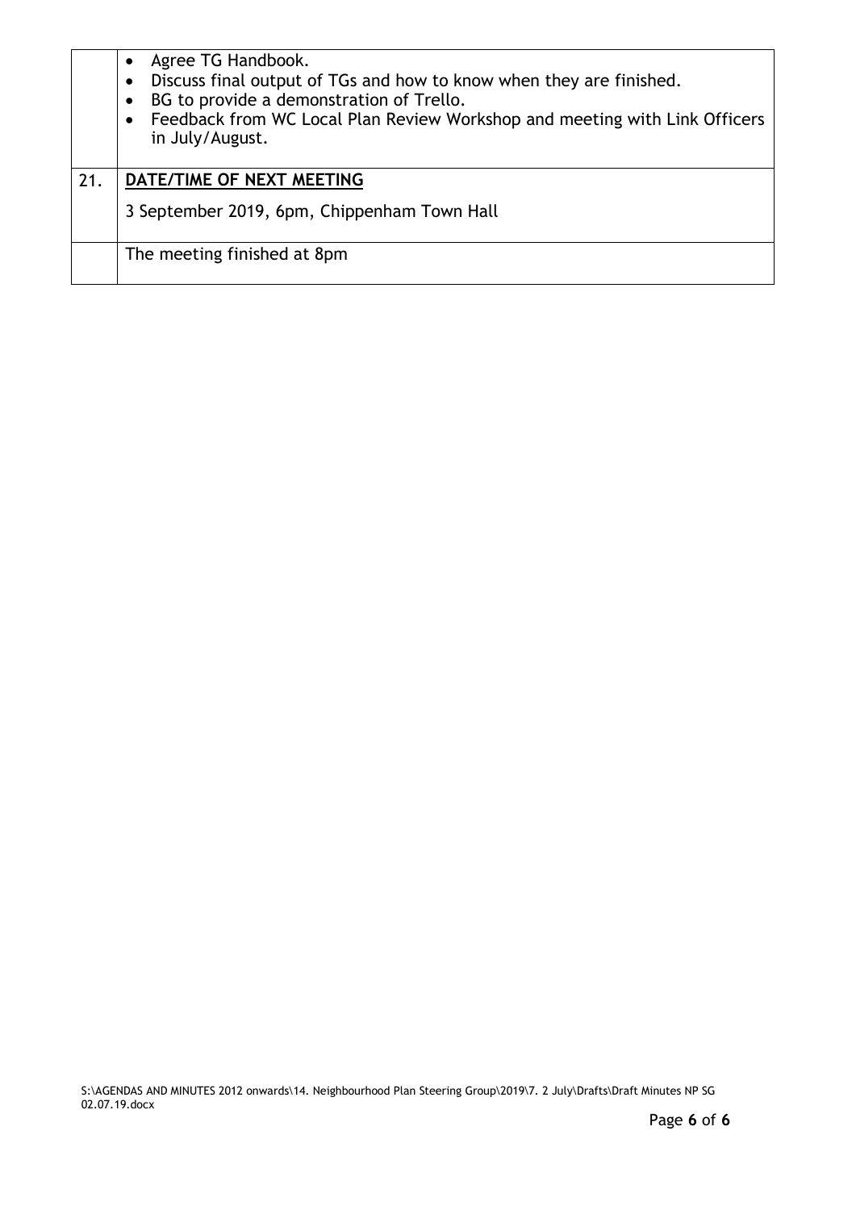| | |
|---|---|
| | • Agree TG Handbook.<br>• Discuss final output of TGs and how to know when they are finished.<br>• BG to provide a demonstration of Trello.<br>• Feedback from WC Local Plan Review Workshop and meeting with Link Officers in July/August. |
| 21. | **DATE/TIME OF NEXT MEETING**<br><br>3 September 2019, 6pm, Chippenham Town Hall |
| | The meeting finished at 8pm |

S:\AGENDAS AND MINUTES 2012 onwards\14. Neighbourhood Plan Steering Group\2019\7. 2 July\Drafts\Draft Minutes NP SG 02.07.19.docx